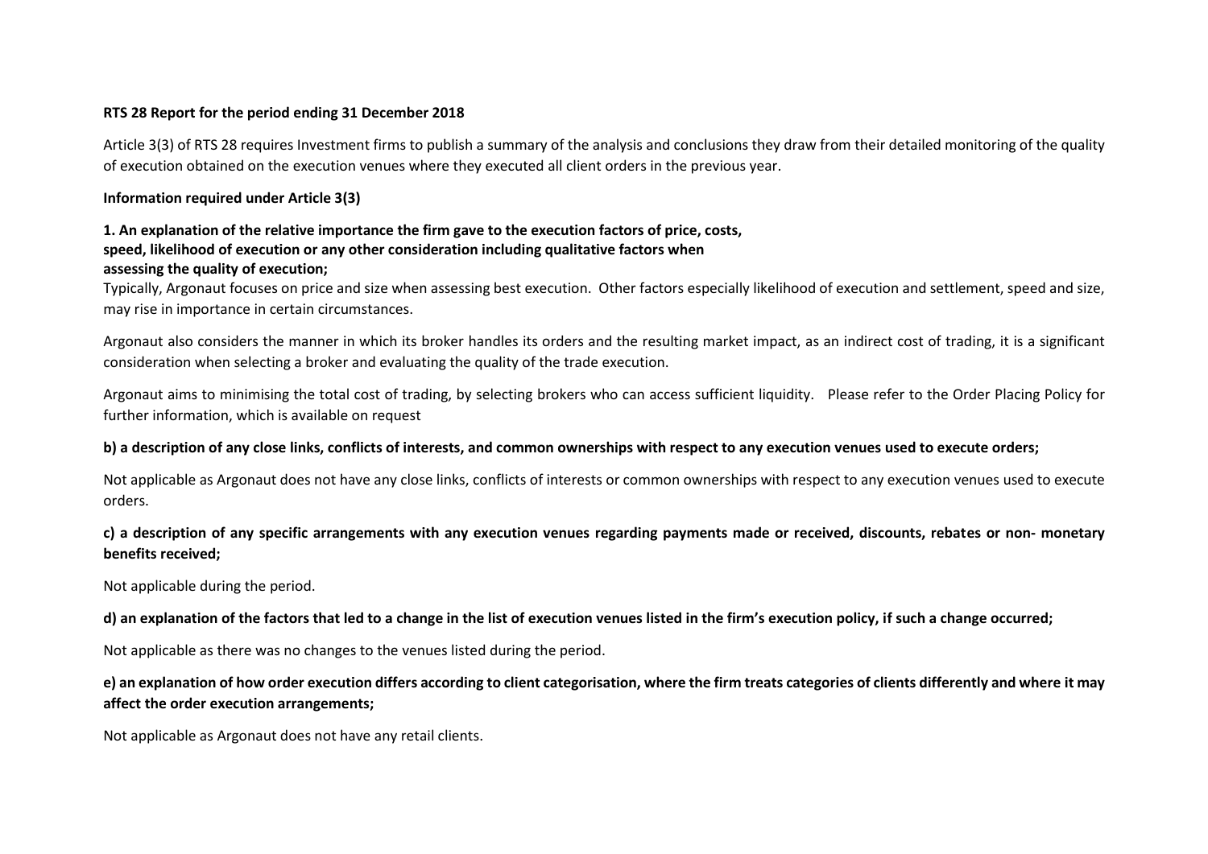**RTS 28 Report for the period ending 31 December 2018**

Article 3(3) of RTS 28 requires Investment firms to publish a summary of the analysis and conclusions they draw from their detailed monitoring of the quality of execution obtained on the execution venues where they executed all client orders in the previous year.

**Information required under Article 3(3)**

**1. An explanation of the relative importance the firm gave to the execution factors of price, costs, speed, likelihood of execution or any other consideration including qualitative factors when assessing the quality of execution;**

Typically, Argonaut focuses on price and size when assessing best execution. Other factors especially likelihood of execution and settlement, speed and size, may rise in importance in certain circumstances.

Argonaut also considers the manner in which its broker handles its orders and the resulting market impact, as an indirect cost of trading, it is a significant consideration when selecting a broker and evaluating the quality of the trade execution.

Argonaut aims to minimising the total cost of trading, by selecting brokers who can access sufficient liquidity. Please refer to the Order Placing Policy for further information, which is available on request

**b) a description of any close links, conflicts of interests, and common ownerships with respect to any execution venues used to execute orders;**

Not applicable as Argonaut does not have any close links, conflicts of interests or common ownerships with respect to any execution venues used to execute orders.

**c) a description of any specific arrangements with any execution venues regarding payments made or received, discounts, rebates or non- monetary benefits received;**

Not applicable during the period.

**d) an explanation of the factors that led to a change in the list of execution venues listed in the firm's execution policy, if such a change occurred;**

Not applicable as there was no changes to the venues listed during the period.

**e) an explanation of how order execution differs according to client categorisation, where the firm treats categories of clients differently and where it may affect the order execution arrangements;**

Not applicable as Argonaut does not have any retail clients.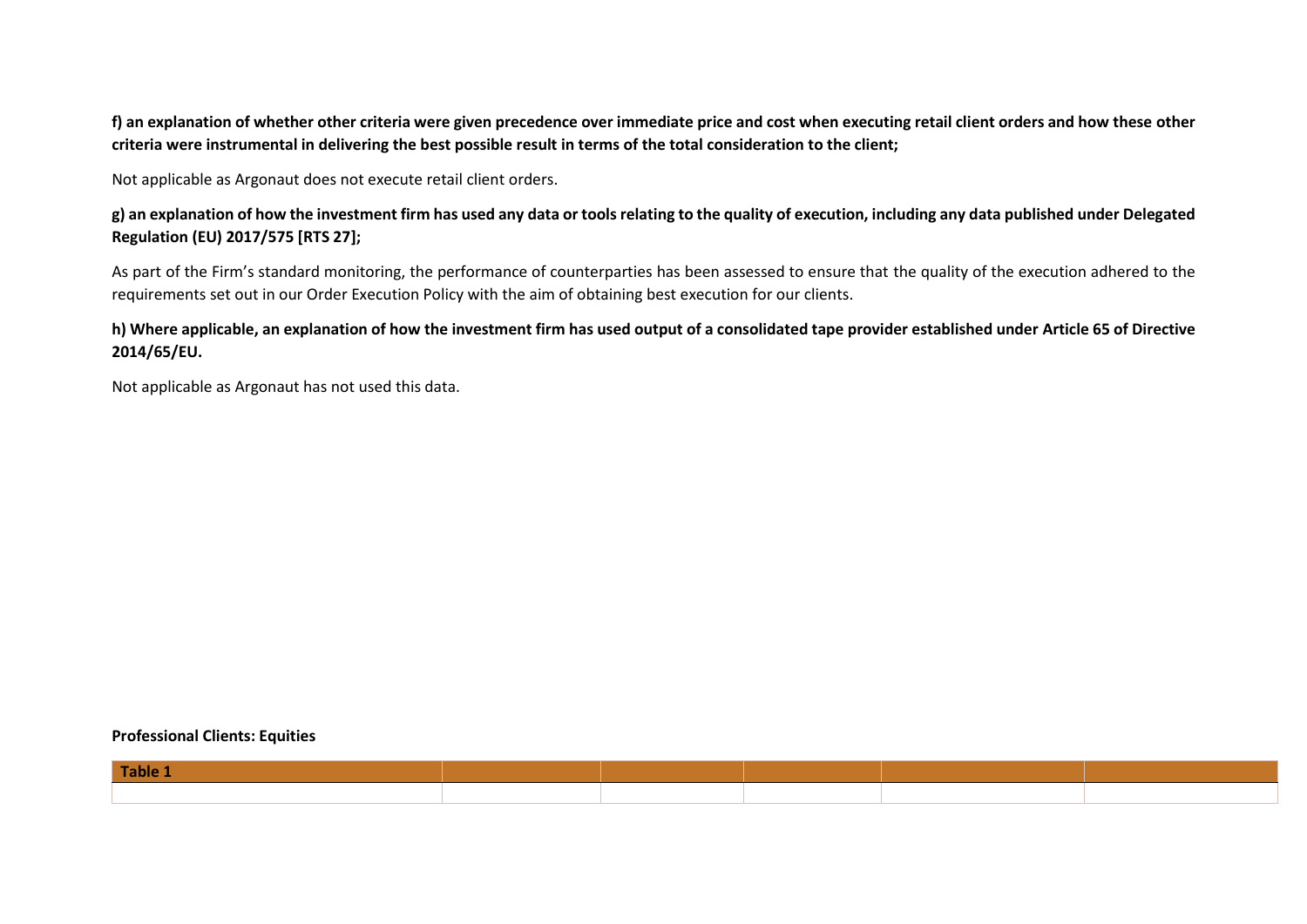**f) an explanation of whether other criteria were given precedence over immediate price and cost when executing retail client orders and how these other criteria were instrumental in delivering the best possible result in terms of the total consideration to the client;**

Not applicable as Argonaut does not execute retail client orders.

**g) an explanation of how the investment firm has used any data or tools relating to the quality of execution, including any data published under Delegated Regulation (EU) 2017/575 [RTS 27];**

As part of the Firm's standard monitoring, the performance of counterparties has been assessed to ensure that the quality of the execution adhered to the requirements set out in our Order Execution Policy with the aim of obtaining best execution for our clients.

**h) Where applicable, an explanation of how the investment firm has used output of a consolidated tape provider established under Article 65 of Directive 2014/65/EU.**

Not applicable as Argonaut has not used this data.

**Professional Clients: Equities**

| Table 1 | | | | | |
|---|---|---|---|---|---|
| | | | | | |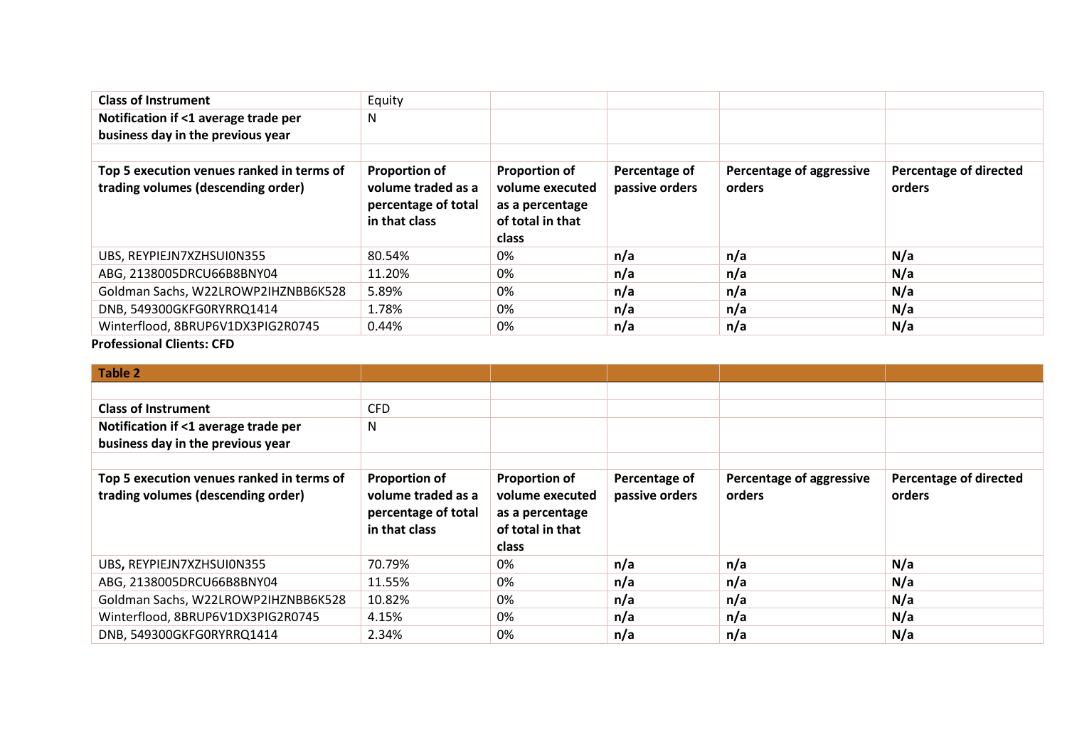| Class of Instrument | Equity | | | | |
|---|---|---|---|---|---|
| **Notification if <1 average trade per business day in the previous year** | N | | | | |
| | | | | | |
| **Top 5 execution venues ranked in terms of trading volumes (descending order)** | **Proportion of volume traded as a percentage of total in that class** | **Proportion of volume executed as a percentage of total in that class** | **Percentage of passive orders** | **Percentage of aggressive orders** | **Percentage of directed orders** |
| UBS, REYPIEJN7XZHSUI0N355 | 80.54% | 0% | **n/a** | **n/a** | **N/a** |
| ABG, 2138005DRCU66B8BNY04 | 11.20% | 0% | **n/a** | **n/a** | **N/a** |
| Goldman Sachs, W22LROWP2IHZNBB6K528 | 5.89% | 0% | **n/a** | **n/a** | **N/a** |
| DNB, 549300GKFG0RYRRQ1414 | 1.78% | 0% | **n/a** | **n/a** | **N/a** |
| Winterflood, 8BRUP6V1DX3PIG2R0745 | 0.44% | 0% | **n/a** | **n/a** | **N/a** |

**Professional Clients: CFD**

| Table 2 | | | | | |
|---|---|---|---|---|---|
| | | | | | |
| **Class of Instrument** | CFD | | | | |
| **Notification if <1 average trade per business day in the previous year** | N | | | | |
| | | | | | |
| **Top 5 execution venues ranked in terms of trading volumes (descending order)** | **Proportion of volume traded as a percentage of total in that class** | **Proportion of volume executed as a percentage of total in that class** | **Percentage of passive orders** | **Percentage of aggressive orders** | **Percentage of directed orders** |
| UBS**,** REYPIEJN7XZHSUI0N355 | 70.79% | 0% | **n/a** | **n/a** | **N/a** |
| ABG, 2138005DRCU66B8BNY04 | 11.55% | 0% | **n/a** | **n/a** | **N/a** |
| Goldman Sachs, W22LROWP2IHZNBB6K528 | 10.82% | 0% | **n/a** | **n/a** | **N/a** |
| Winterflood, 8BRUP6V1DX3PIG2R0745 | 4.15% | 0% | **n/a** | **n/a** | **N/a** |
| DNB, 549300GKFG0RYRRQ1414 | 2.34% | 0% | **n/a** | **n/a** | **N/a** |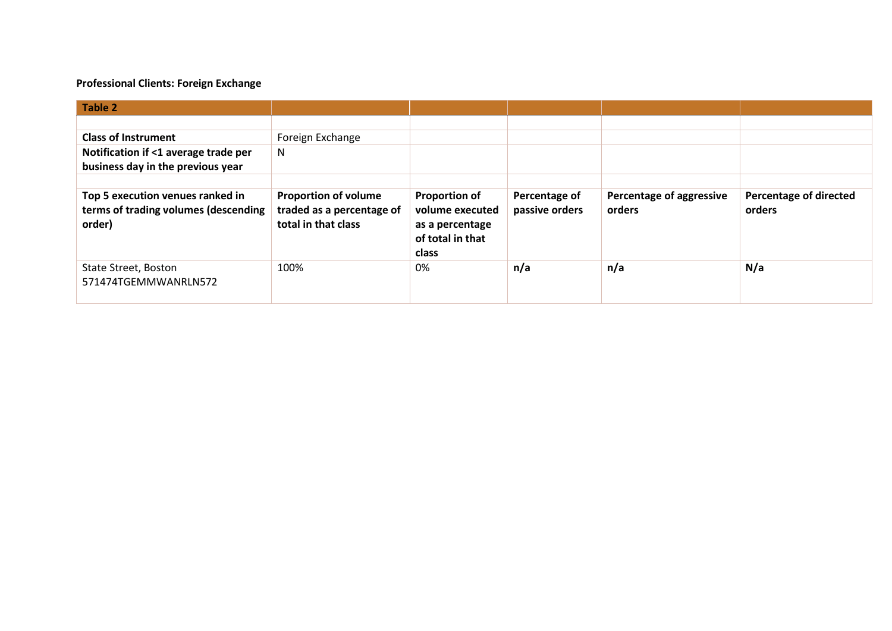**Professional Clients: Foreign Exchange**

| **Table 2** | | | | | |
|---|---|---|---|---|---|
| | | | | | |
| **Class of Instrument** | Foreign Exchange | | | | |
| **Notification if <1 average trade per business day in the previous year** | N | | | | |
| | | | | | |
| **Top 5 execution venues ranked in terms of trading volumes (descending order)** | **Proportion of volume traded as a percentage of total in that class** | **Proportion of volume executed as a percentage of total in that class** | **Percentage of passive orders** | **Percentage of aggressive orders** | **Percentage of directed orders** |
| State Street, Boston 571474TGEMMWANRLN572 | 100% | 0% | **n/a** | **n/a** | **N/a** |